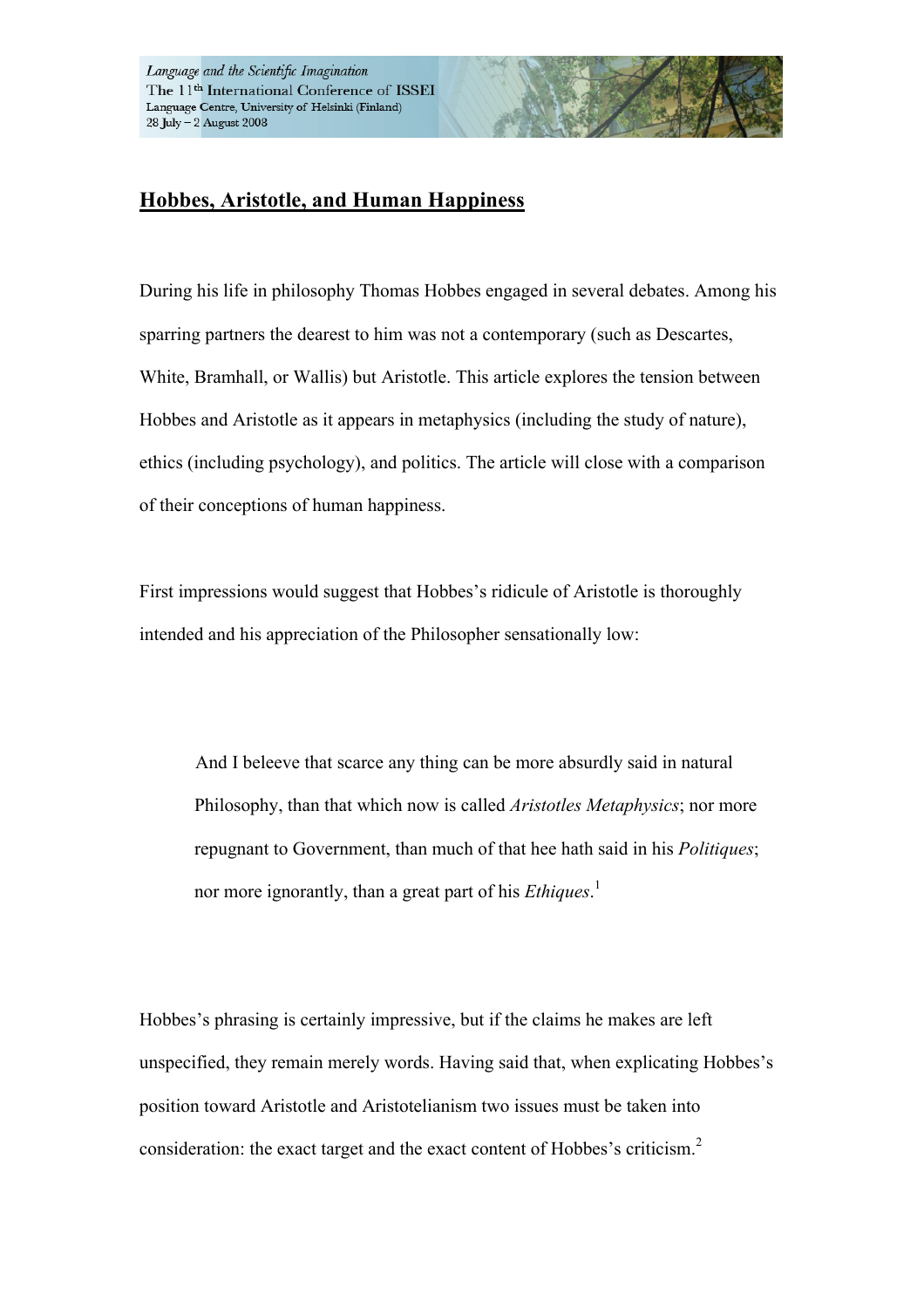# Hobbes, Aristotle, and Human Happiness

During his life in philosophy Thomas Hobbes engaged in several debates. Among his sparring partners the dearest to him was not a contemporary (such as Descartes, White, Bramhall, or Wallis) but Aristotle. This article explores the tension between Hobbes and Aristotle as it appears in metaphysics (including the study of nature), ethics (including psychology), and politics. The article will close with a comparison of their conceptions of human happiness.

First impressions would suggest that Hobbes's ridicule of Aristotle is thoroughly intended and his appreciation of the Philosopher sensationally low:

> And I beleeve that scarce any thing can be more absurdly said in natural Philosophy, than that which now is called *Aristotles Metaphysics*; nor more repugnant to Government, than much of that hee hath said in his *Politiques*; nor more ignorantly, than a great part of his *Ethiques*.[1]

Hobbes's phrasing is certainly impressive, but if the claims he makes are left unspecified, they remain merely words. Having said that, when explicating Hobbes's position toward Aristotle and Aristotelianism two issues must be taken into consideration: the exact target and the exact content of Hobbes's criticism.[2]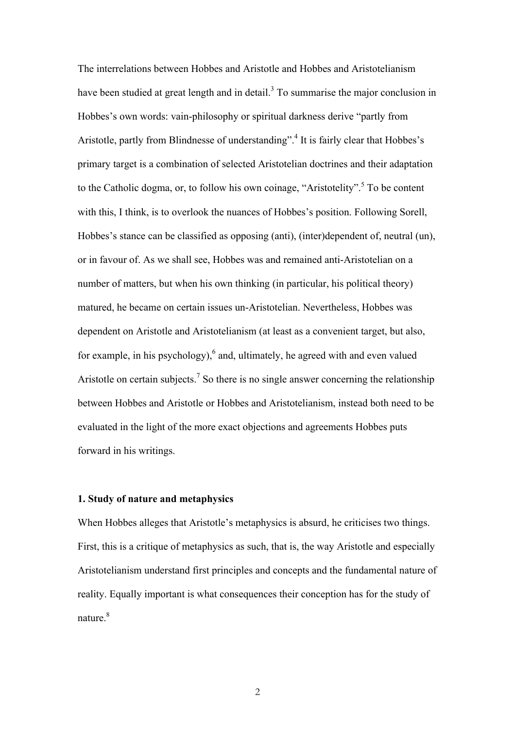The interrelations between Hobbes and Aristotle and Hobbes and Aristotelianism have been studied at great length and in detail.[3] To summarise the major conclusion in Hobbes's own words: vain-philosophy or spiritual darkness derive "partly from Aristotle, partly from Blindnesse of understanding".[4] It is fairly clear that Hobbes's primary target is a combination of selected Aristotelian doctrines and their adaptation to the Catholic dogma, or, to follow his own coinage, "Aristotelity".[5] To be content with this, I think, is to overlook the nuances of Hobbes's position. Following Sorell, Hobbes's stance can be classified as opposing (anti), (inter)dependent of, neutral (un), or in favour of. As we shall see, Hobbes was and remained anti-Aristotelian on a number of matters, but when his own thinking (in particular, his political theory) matured, he became on certain issues un-Aristotelian. Nevertheless, Hobbes was dependent on Aristotle and Aristotelianism (at least as a convenient target, but also, for example, in his psychology),[6] and, ultimately, he agreed with and even valued Aristotle on certain subjects.[7] So there is no single answer concerning the relationship between Hobbes and Aristotle or Hobbes and Aristotelianism, instead both need to be evaluated in the light of the more exact objections and agreements Hobbes puts forward in his writings.

### 1. Study of nature and metaphysics

When Hobbes alleges that Aristotle's metaphysics is absurd, he criticises two things. First, this is a critique of metaphysics as such, that is, the way Aristotle and especially Aristotelianism understand first principles and concepts and the fundamental nature of reality. Equally important is what consequences their conception has for the study of nature.[8]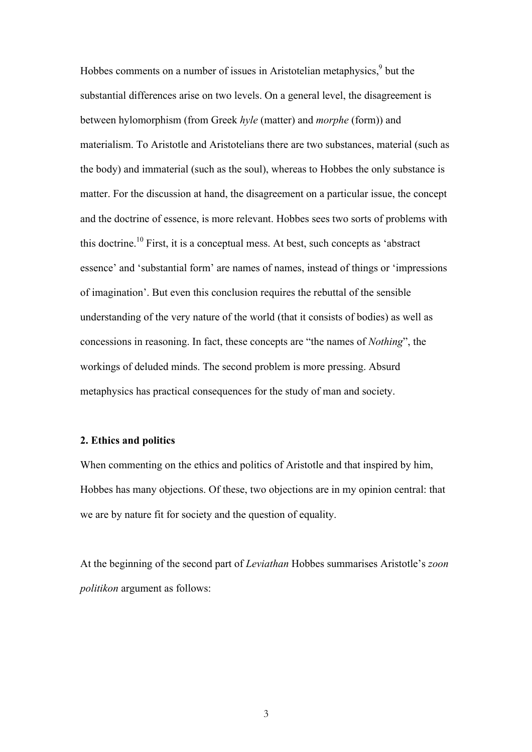Hobbes comments on a number of issues in Aristotelian metaphysics,[9] but the substantial differences arise on two levels. On a general level, the disagreement is between hylomorphism (from Greek *hyle* (matter) and *morphe* (form)) and materialism. To Aristotle and Aristotelians there are two substances, material (such as the body) and immaterial (such as the soul), whereas to Hobbes the only substance is matter. For the discussion at hand, the disagreement on a particular issue, the concept and the doctrine of essence, is more relevant. Hobbes sees two sorts of problems with this doctrine.[10] First, it is a conceptual mess. At best, such concepts as 'abstract essence' and 'substantial form' are names of names, instead of things or 'impressions of imagination'. But even this conclusion requires the rebuttal of the sensible understanding of the very nature of the world (that it consists of bodies) as well as concessions in reasoning. In fact, these concepts are "the names of *Nothing*", the workings of deluded minds. The second problem is more pressing. Absurd metaphysics has practical consequences for the study of man and society.

## 2. Ethics and politics

When commenting on the ethics and politics of Aristotle and that inspired by him, Hobbes has many objections. Of these, two objections are in my opinion central: that we are by nature fit for society and the question of equality.

At the beginning of the second part of *Leviathan* Hobbes summarises Aristotle's *zoon politikon* argument as follows: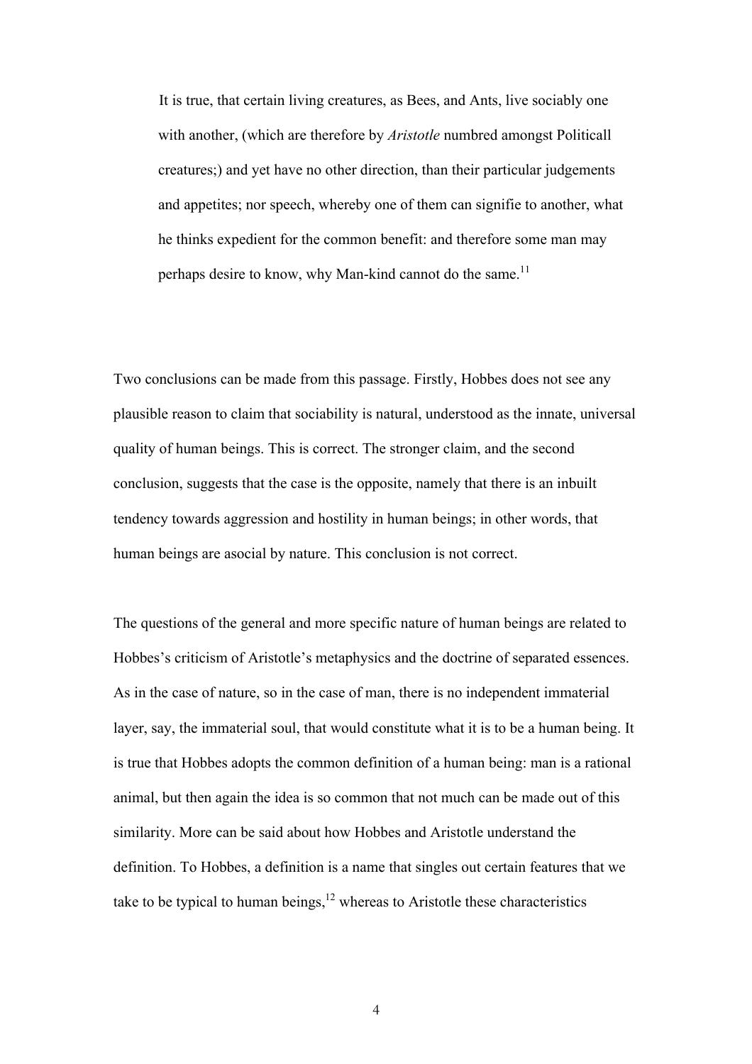> It is true, that certain living creatures, as Bees, and Ants, live sociably one with another, (which are therefore by *Aristotle* numbred amongst Politicall creatures;) and yet have no other direction, than their particular judgements and appetites; nor speech, whereby one of them can signifie to another, what he thinks expedient for the common benefit: and therefore some man may perhaps desire to know, why Man-kind cannot do the same.[11]

Two conclusions can be made from this passage. Firstly, Hobbes does not see any plausible reason to claim that sociability is natural, understood as the innate, universal quality of human beings. This is correct. The stronger claim, and the second conclusion, suggests that the case is the opposite, namely that there is an inbuilt tendency towards aggression and hostility in human beings; in other words, that human beings are asocial by nature. This conclusion is not correct.

The questions of the general and more specific nature of human beings are related to Hobbes's criticism of Aristotle's metaphysics and the doctrine of separated essences. As in the case of nature, so in the case of man, there is no independent immaterial layer, say, the immaterial soul, that would constitute what it is to be a human being. It is true that Hobbes adopts the common definition of a human being: man is a rational animal, but then again the idea is so common that not much can be made out of this similarity. More can be said about how Hobbes and Aristotle understand the definition. To Hobbes, a definition is a name that singles out certain features that we take to be typical to human beings,[12] whereas to Aristotle these characteristics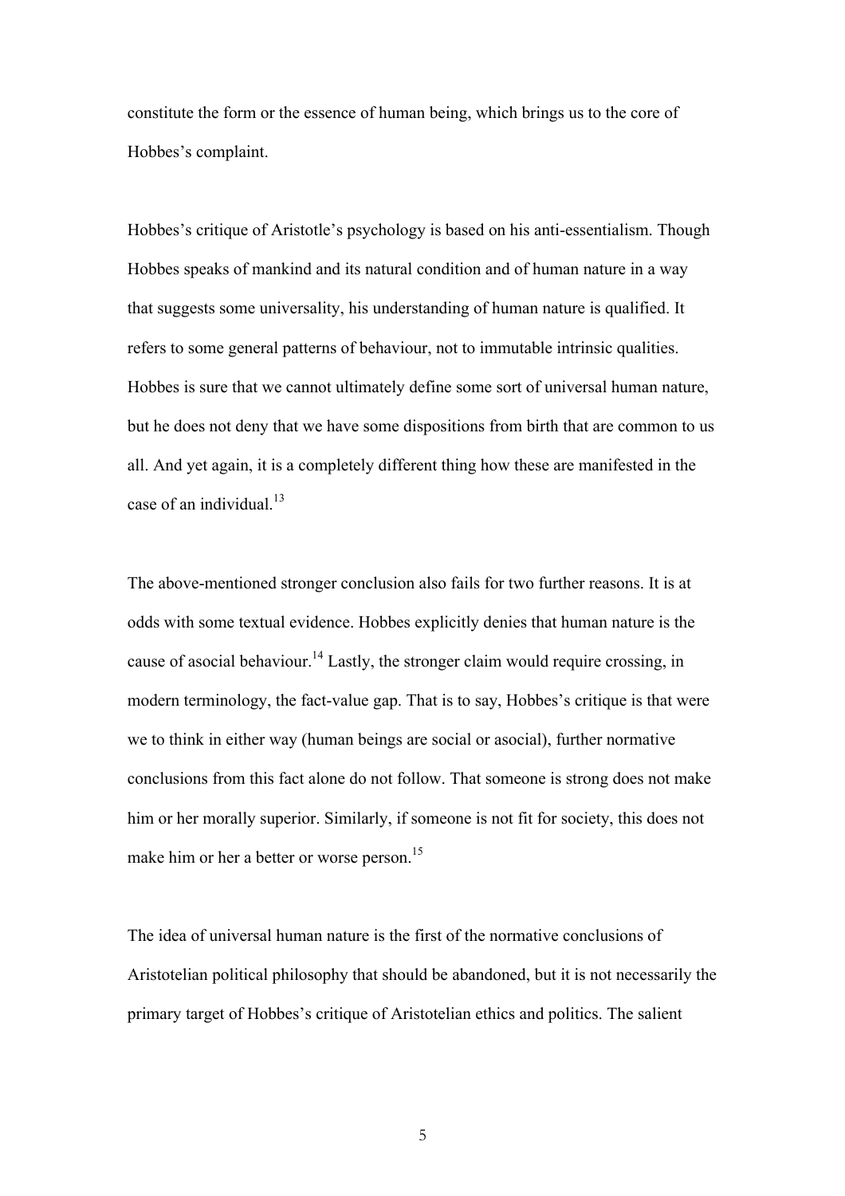constitute the form or the essence of human being, which brings us to the core of Hobbes's complaint.

Hobbes's critique of Aristotle's psychology is based on his anti-essentialism. Though Hobbes speaks of mankind and its natural condition and of human nature in a way that suggests some universality, his understanding of human nature is qualified. It refers to some general patterns of behaviour, not to immutable intrinsic qualities. Hobbes is sure that we cannot ultimately define some sort of universal human nature, but he does not deny that we have some dispositions from birth that are common to us all. And yet again, it is a completely different thing how these are manifested in the case of an individual.[13]

The above-mentioned stronger conclusion also fails for two further reasons. It is at odds with some textual evidence. Hobbes explicitly denies that human nature is the cause of asocial behaviour.[14] Lastly, the stronger claim would require crossing, in modern terminology, the fact-value gap. That is to say, Hobbes's critique is that were we to think in either way (human beings are social or asocial), further normative conclusions from this fact alone do not follow. That someone is strong does not make him or her morally superior. Similarly, if someone is not fit for society, this does not make him or her a better or worse person.[15]

The idea of universal human nature is the first of the normative conclusions of Aristotelian political philosophy that should be abandoned, but it is not necessarily the primary target of Hobbes's critique of Aristotelian ethics and politics. The salient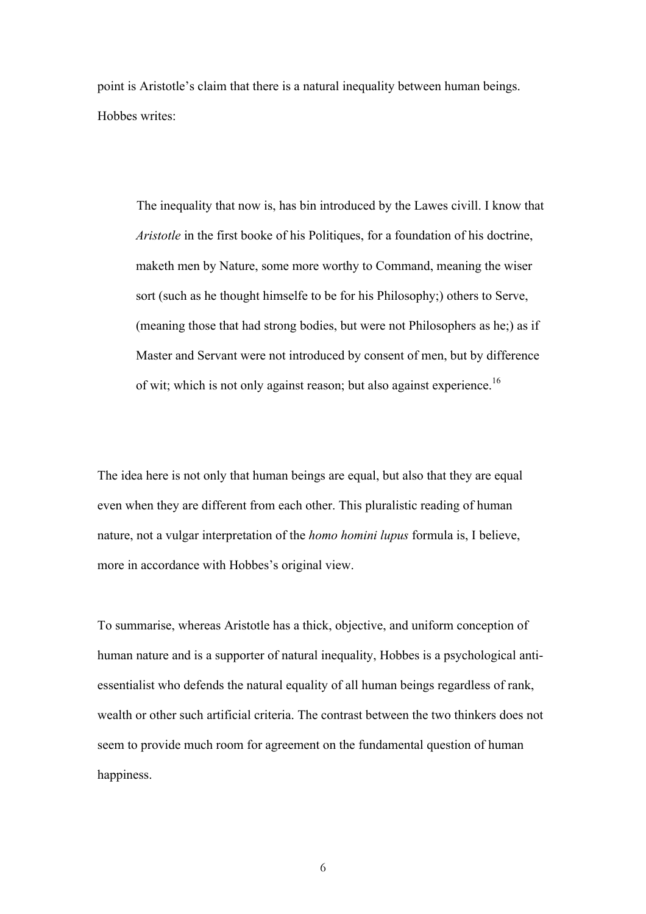point is Aristotle's claim that there is a natural inequality between human beings. Hobbes writes:

> The inequality that now is, has bin introduced by the Lawes civill. I know that *Aristotle* in the first booke of his Politiques, for a foundation of his doctrine, maketh men by Nature, some more worthy to Command, meaning the wiser sort (such as he thought himselfe to be for his Philosophy;) others to Serve, (meaning those that had strong bodies, but were not Philosophers as he;) as if Master and Servant were not introduced by consent of men, but by difference of wit; which is not only against reason; but also against experience.[16]

The idea here is not only that human beings are equal, but also that they are equal even when they are different from each other. This pluralistic reading of human nature, not a vulgar interpretation of the *homo homini lupus* formula is, I believe, more in accordance with Hobbes's original view.

To summarise, whereas Aristotle has a thick, objective, and uniform conception of human nature and is a supporter of natural inequality, Hobbes is a psychological anti-essentialist who defends the natural equality of all human beings regardless of rank, wealth or other such artificial criteria. The contrast between the two thinkers does not seem to provide much room for agreement on the fundamental question of human happiness.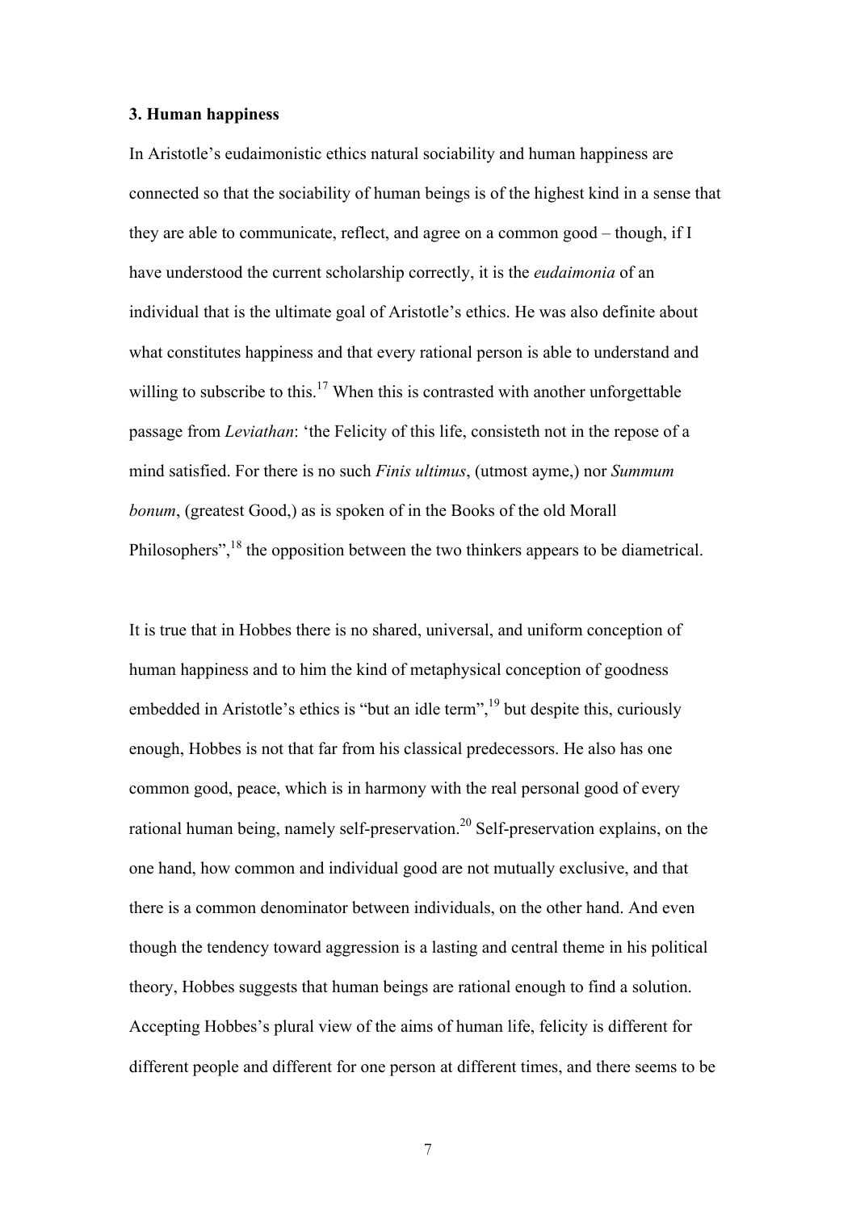### 3. Human happiness

In Aristotle's eudaimonistic ethics natural sociability and human happiness are connected so that the sociability of human beings is of the highest kind in a sense that they are able to communicate, reflect, and agree on a common good – though, if I have understood the current scholarship correctly, it is the *eudaimonia* of an individual that is the ultimate goal of Aristotle's ethics. He was also definite about what constitutes happiness and that every rational person is able to understand and willing to subscribe to this.[17] When this is contrasted with another unforgettable passage from *Leviathan*: 'the Felicity of this life, consisteth not in the repose of a mind satisfied. For there is no such *Finis ultimus*, (utmost ayme,) nor *Summum bonum*, (greatest Good,) as is spoken of in the Books of the old Morall Philosophers",[18] the opposition between the two thinkers appears to be diametrical.

It is true that in Hobbes there is no shared, universal, and uniform conception of human happiness and to him the kind of metaphysical conception of goodness embedded in Aristotle's ethics is "but an idle term",[19] but despite this, curiously enough, Hobbes is not that far from his classical predecessors. He also has one common good, peace, which is in harmony with the real personal good of every rational human being, namely self-preservation.[20] Self-preservation explains, on the one hand, how common and individual good are not mutually exclusive, and that there is a common denominator between individuals, on the other hand. And even though the tendency toward aggression is a lasting and central theme in his political theory, Hobbes suggests that human beings are rational enough to find a solution. Accepting Hobbes's plural view of the aims of human life, felicity is different for different people and different for one person at different times, and there seems to be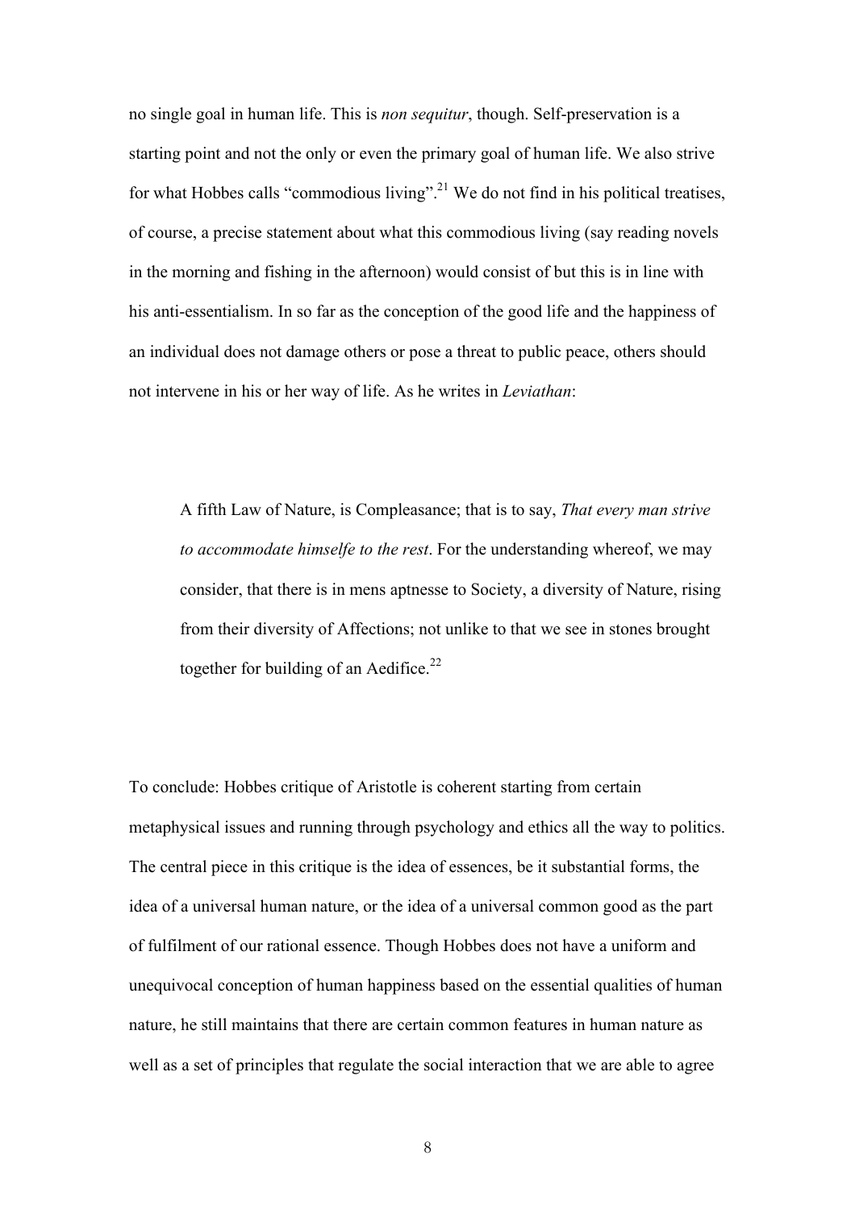no single goal in human life. This is *non sequitur*, though. Self-preservation is a starting point and not the only or even the primary goal of human life. We also strive for what Hobbes calls "commodious living".[21] We do not find in his political treatises, of course, a precise statement about what this commodious living (say reading novels in the morning and fishing in the afternoon) would consist of but this is in line with his anti-essentialism. In so far as the conception of the good life and the happiness of an individual does not damage others or pose a threat to public peace, others should not intervene in his or her way of life. As he writes in *Leviathan*:

> A fifth Law of Nature, is Compleasance; that is to say, *That every man strive to accommodate himselfe to the rest*. For the understanding whereof, we may consider, that there is in mens aptnesse to Society, a diversity of Nature, rising from their diversity of Affections; not unlike to that we see in stones brought together for building of an Aedifice.[22]

To conclude: Hobbes critique of Aristotle is coherent starting from certain metaphysical issues and running through psychology and ethics all the way to politics. The central piece in this critique is the idea of essences, be it substantial forms, the idea of a universal human nature, or the idea of a universal common good as the part of fulfilment of our rational essence. Though Hobbes does not have a uniform and unequivocal conception of human happiness based on the essential qualities of human nature, he still maintains that there are certain common features in human nature as well as a set of principles that regulate the social interaction that we are able to agree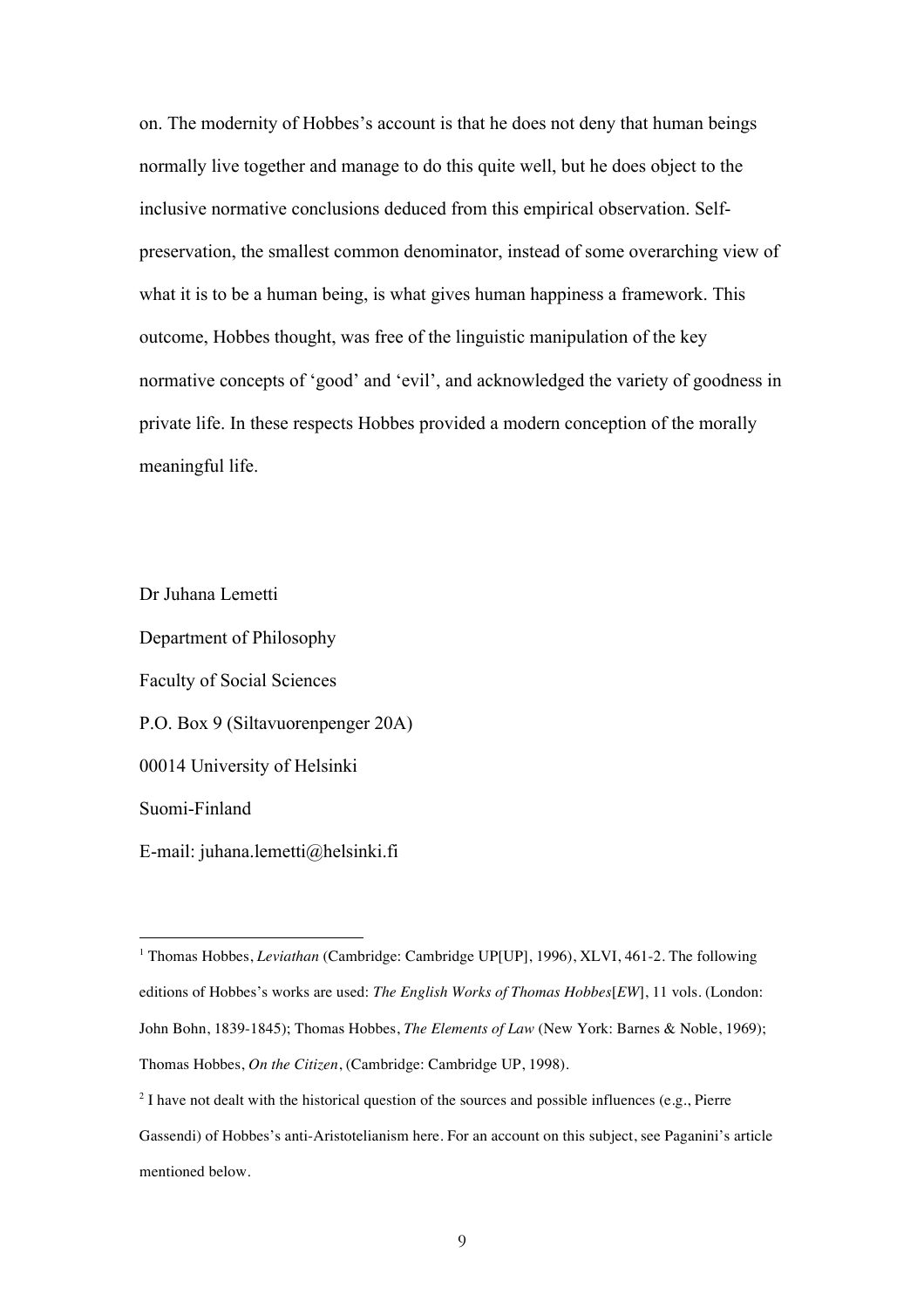on. The modernity of Hobbes's account is that he does not deny that human beings normally live together and manage to do this quite well, but he does object to the inclusive normative conclusions deduced from this empirical observation. Self-preservation, the smallest common denominator, instead of some overarching view of what it is to be a human being, is what gives human happiness a framework. This outcome, Hobbes thought, was free of the linguistic manipulation of the key normative concepts of 'good' and 'evil', and acknowledged the variety of goodness in private life. In these respects Hobbes provided a modern conception of the morally meaningful life.

Dr Juhana Lemetti

Department of Philosophy

Faculty of Social Sciences

P.O. Box 9 (Siltavuorenpenger 20A)

00014 University of Helsinki

Suomi-Finland

E-mail: juhana.lemetti@helsinki.fi

---

[1] Thomas Hobbes, *Leviathan* (Cambridge: Cambridge UP[UP], 1996), XLVI, 461-2. The following editions of Hobbes's works are used: *The English Works of Thomas Hobbes*[*EW*], 11 vols. (London: John Bohn, 1839-1845); Thomas Hobbes, *The Elements of Law* (New York: Barnes & Noble, 1969); Thomas Hobbes, *On the Citizen*, (Cambridge: Cambridge UP, 1998).

[2] I have not dealt with the historical question of the sources and possible influences (e.g., Pierre Gassendi) of Hobbes's anti-Aristotelianism here. For an account on this subject, see Paganini's article mentioned below.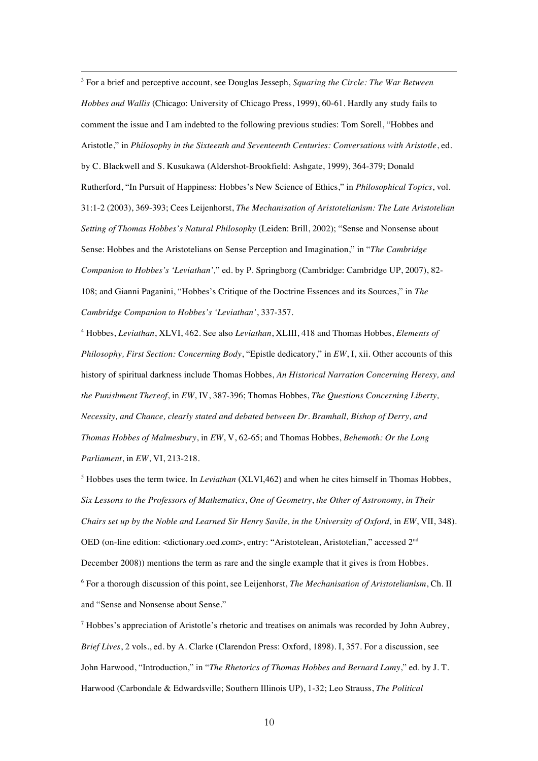[3] For a brief and perceptive account, see Douglas Jesseph, *Squaring the Circle: The War Between Hobbes and Wallis* (Chicago: University of Chicago Press, 1999), 60-61. Hardly any study fails to comment the issue and I am indebted to the following previous studies: Tom Sorell, "Hobbes and Aristotle," in *Philosophy in the Sixteenth and Seventeenth Centuries: Conversations with Aristotle*, ed. by C. Blackwell and S. Kusukawa (Aldershot-Brookfield: Ashgate, 1999), 364-379; Donald Rutherford, "In Pursuit of Happiness: Hobbes's New Science of Ethics," in *Philosophical Topics*, vol. 31:1-2 (2003), 369-393; Cees Leijenhorst, *The Mechanisation of Aristotelianism: The Late Aristotelian Setting of Thomas Hobbes's Natural Philosophy* (Leiden: Brill, 2002); "Sense and Nonsense about Sense: Hobbes and the Aristotelians on Sense Perception and Imagination," in "*The Cambridge Companion to Hobbes's 'Leviathan',*" ed. by P. Springborg (Cambridge: Cambridge UP, 2007), 82-108; and Gianni Paganini, "Hobbes's Critique of the Doctrine Essences and its Sources," in *The Cambridge Companion to Hobbes's 'Leviathan'*, 337-357.

[4] Hobbes, *Leviathan*, XLVI, 462. See also *Leviathan*, XLIII, 418 and Thomas Hobbes, *Elements of Philosophy, First Section: Concerning Body*, "Epistle dedicatory," in *EW*, I, xii. Other accounts of this history of spiritual darkness include Thomas Hobbes, *An Historical Narration Concerning Heresy, and the Punishment Thereof*, in *EW*, IV, 387-396; Thomas Hobbes, *The Questions Concerning Liberty, Necessity, and Chance, clearly stated and debated between Dr. Bramhall, Bishop of Derry, and Thomas Hobbes of Malmesbury*, in *EW*, V, 62-65; and Thomas Hobbes, *Behemoth: Or the Long Parliament*, in *EW*, VI, 213-218.

[5] Hobbes uses the term twice. In *Leviathan* (XLVI,462) and when he cites himself in Thomas Hobbes, *Six Lessons to the Professors of Mathematics*, *One of Geometry*, *the Other of Astronomy, in Their Chairs set up by the Noble and Learned Sir Henry Savile, in the University of Oxford,* in *EW*, VII, 348). OED (on-line edition: <dictionary.oed.com>, entry: "Aristotelean, Aristotelian," accessed 2nd December 2008)) mentions the term as rare and the single example that it gives is from Hobbes.

[6] For a thorough discussion of this point, see Leijenhorst, *The Mechanisation of Aristotelianism*, Ch. II and "Sense and Nonsense about Sense."

[7] Hobbes's appreciation of Aristotle's rhetoric and treatises on animals was recorded by John Aubrey, *Brief Lives*, 2 vols., ed. by A. Clarke (Clarendon Press: Oxford, 1898). I, 357. For a discussion, see John Harwood, "Introduction," in "*The Rhetorics of Thomas Hobbes and Bernard Lamy*," ed. by J. T. Harwood (Carbondale & Edwardsville; Southern Illinois UP), 1-32; Leo Strauss, *The Political*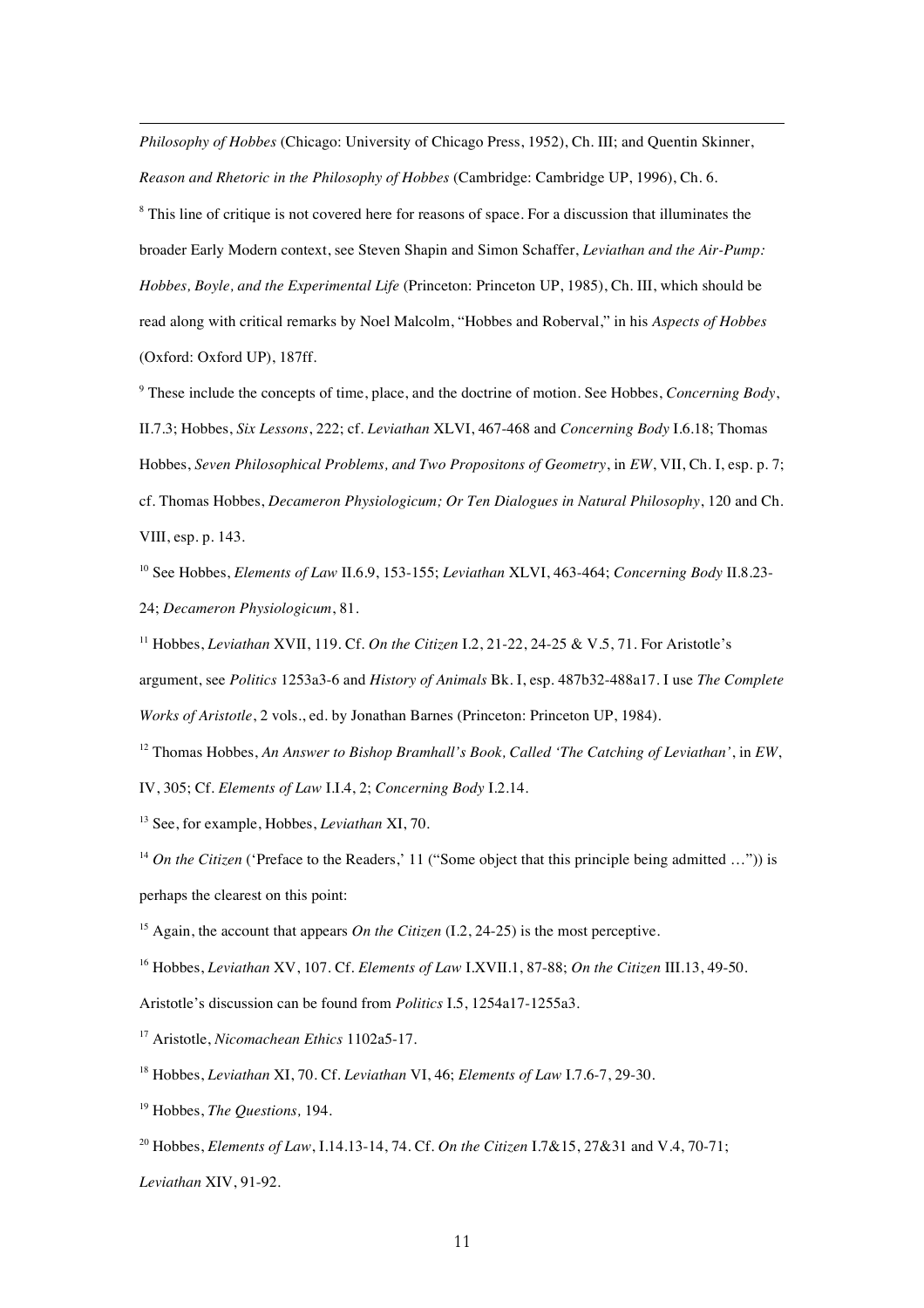*Philosophy of Hobbes* (Chicago: University of Chicago Press, 1952), Ch. III; and Quentin Skinner, *Reason and Rhetoric in the Philosophy of Hobbes* (Cambridge: Cambridge UP, 1996), Ch. 6.

[8] This line of critique is not covered here for reasons of space. For a discussion that illuminates the broader Early Modern context, see Steven Shapin and Simon Schaffer, *Leviathan and the Air-Pump: Hobbes, Boyle, and the Experimental Life* (Princeton: Princeton UP, 1985), Ch. III, which should be read along with critical remarks by Noel Malcolm, "Hobbes and Roberval," in his *Aspects of Hobbes* (Oxford: Oxford UP), 187ff.

[9] These include the concepts of time, place, and the doctrine of motion. See Hobbes, *Concerning Body*, II.7.3; Hobbes, *Six Lessons*, 222; cf. *Leviathan* XLVI, 467-468 and *Concerning Body* I.6.18; Thomas Hobbes, *Seven Philosophical Problems, and Two Propositons of Geometry*, in *EW*, VII, Ch. I, esp. p. 7; cf. Thomas Hobbes, *Decameron Physiologicum; Or Ten Dialogues in Natural Philosophy*, 120 and Ch. VIII, esp. p. 143.

[10] See Hobbes, *Elements of Law* II.6.9, 153-155; *Leviathan* XLVI, 463-464; *Concerning Body* II.8.23-24; *Decameron Physiologicum*, 81.

[11] Hobbes, *Leviathan* XVII, 119. Cf. *On the Citizen* I.2, 21-22, 24-25 & V.5, 71. For Aristotle's argument, see *Politics* 1253a3-6 and *History of Animals* Bk. I, esp. 487b32-488a17. I use *The Complete Works of Aristotle*, 2 vols., ed. by Jonathan Barnes (Princeton: Princeton UP, 1984).

[12] Thomas Hobbes, *An Answer to Bishop Bramhall's Book, Called 'The Catching of Leviathan'*, in *EW*, IV, 305; Cf. *Elements of Law* I.I.4, 2; *Concerning Body* I.2.14.

[13] See, for example, Hobbes, *Leviathan* XI, 70.

[14] *On the Citizen* ('Preface to the Readers,' 11 ("Some object that this principle being admitted …")) is perhaps the clearest on this point:

[15] Again, the account that appears *On the Citizen* (I.2, 24-25) is the most perceptive.

[16] Hobbes, *Leviathan* XV, 107. Cf. *Elements of Law* I.XVII.1, 87-88; *On the Citizen* III.13, 49-50. Aristotle's discussion can be found from *Politics* I.5, 1254a17-1255a3.

[17] Aristotle, *Nicomachean Ethics* 1102a5-17.

[18] Hobbes, *Leviathan* XI, 70. Cf. *Leviathan* VI, 46; *Elements of Law* I.7.6-7, 29-30.

[19] Hobbes, *The Questions,* 194.

[20] Hobbes, *Elements of Law*, I.14.13-14, 74. Cf. *On the Citizen* I.7&15, 27&31 and V.4, 70-71; *Leviathan* XIV, 91-92.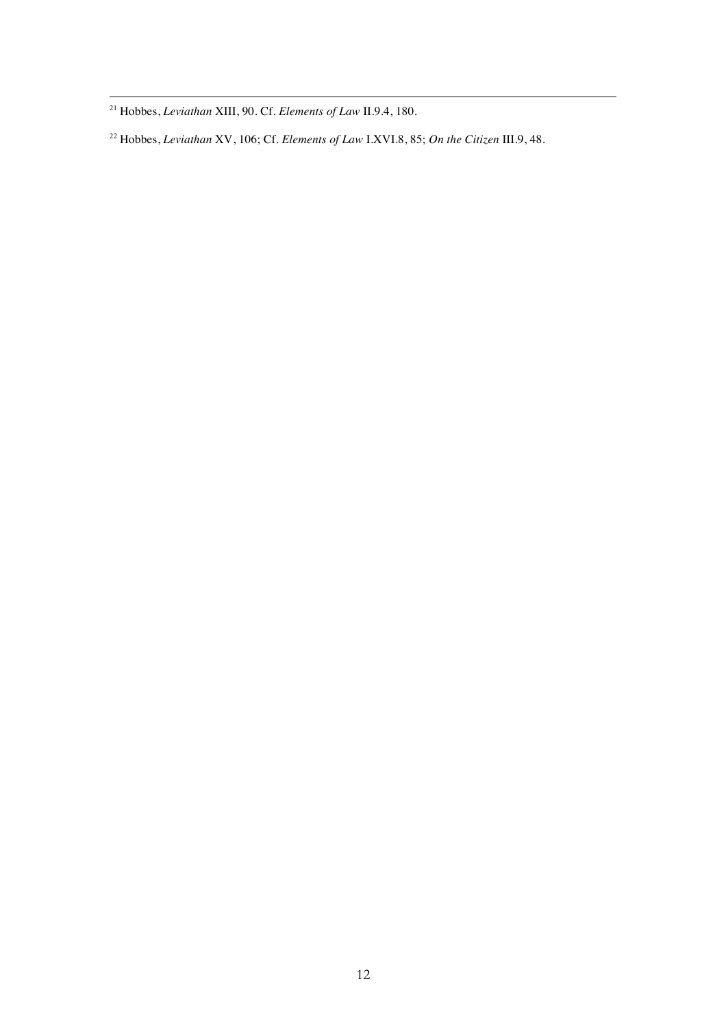[21] Hobbes, *Leviathan* XIII, 90. Cf. *Elements of Law* II.9.4, 180.

[22] Hobbes, *Leviathan* XV, 106; Cf. *Elements of Law* I.XVI.8, 85; *On the Citizen* III.9, 48.